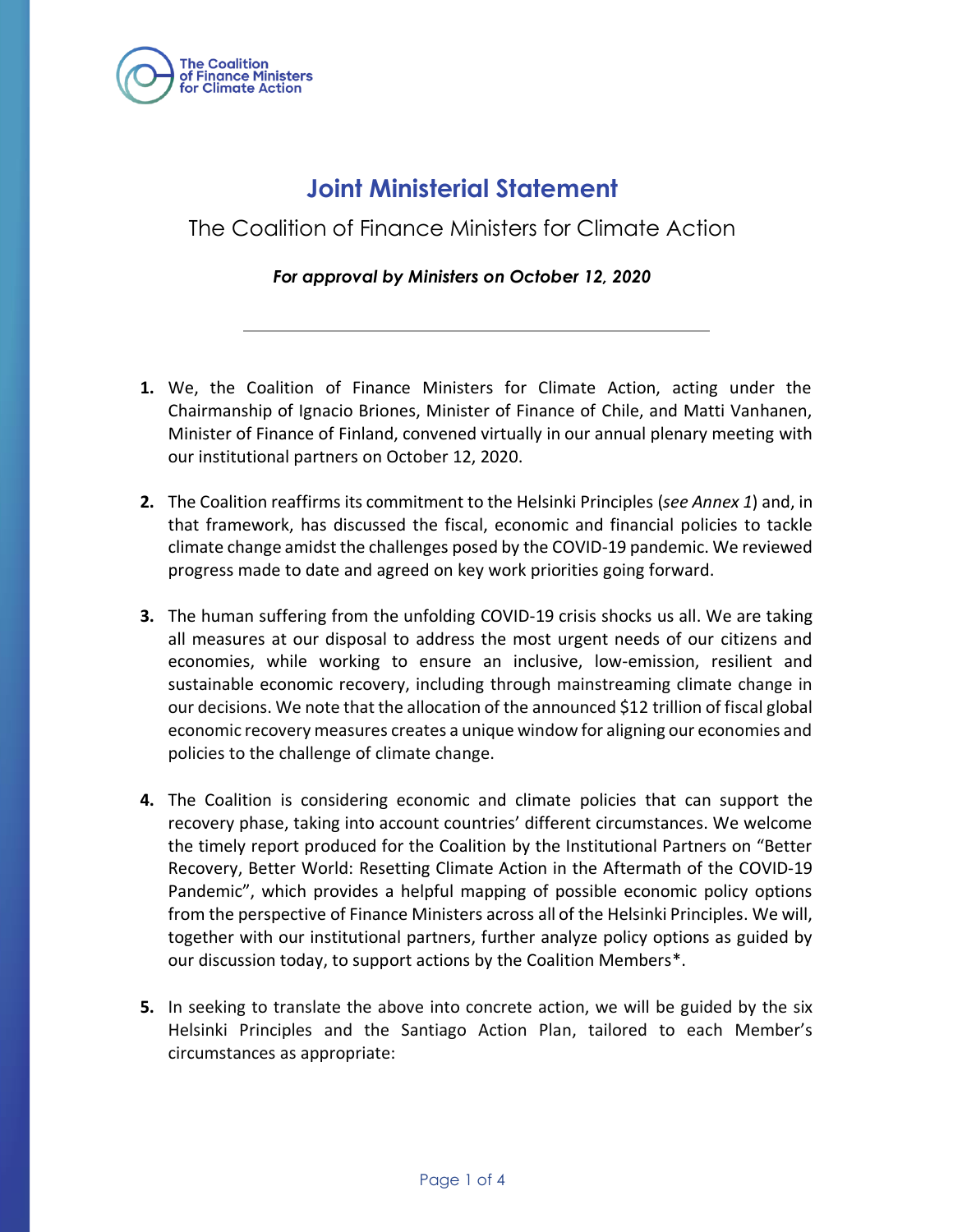# Joint Ministerial Statement

The Coalition of Finance Ministers for Climate Action

***For approval by Ministers on October 12, 2020***

---

1. We, the Coalition of Finance Ministers for Climate Action, acting under the Chairmanship of Ignacio Briones, Minister of Finance of Chile, and Matti Vanhanen, Minister of Finance of Finland, convened virtually in our annual plenary meeting with our institutional partners on October 12, 2020.

2. The Coalition reaffirms its commitment to the Helsinki Principles (*see Annex 1*) and, in that framework, has discussed the fiscal, economic and financial policies to tackle climate change amidst the challenges posed by the COVID-19 pandemic. We reviewed progress made to date and agreed on key work priorities going forward.

3. The human suffering from the unfolding COVID-19 crisis shocks us all. We are taking all measures at our disposal to address the most urgent needs of our citizens and economies, while working to ensure an inclusive, low-emission, resilient and sustainable economic recovery, including through mainstreaming climate change in our decisions. We note that the allocation of the announced $12 trillion of fiscal global economic recovery measures creates a unique window for aligning our economies and policies to the challenge of climate change.

4. The Coalition is considering economic and climate policies that can support the recovery phase, taking into account countries' different circumstances. We welcome the timely report produced for the Coalition by the Institutional Partners on "Better Recovery, Better World: Resetting Climate Action in the Aftermath of the COVID-19 Pandemic", which provides a helpful mapping of possible economic policy options from the perspective of Finance Ministers across all of the Helsinki Principles. We will, together with our institutional partners, further analyze policy options as guided by our discussion today, to support actions by the Coalition Members*.

5. In seeking to translate the above into concrete action, we will be guided by the six Helsinki Principles and the Santiago Action Plan, tailored to each Member's circumstances as appropriate: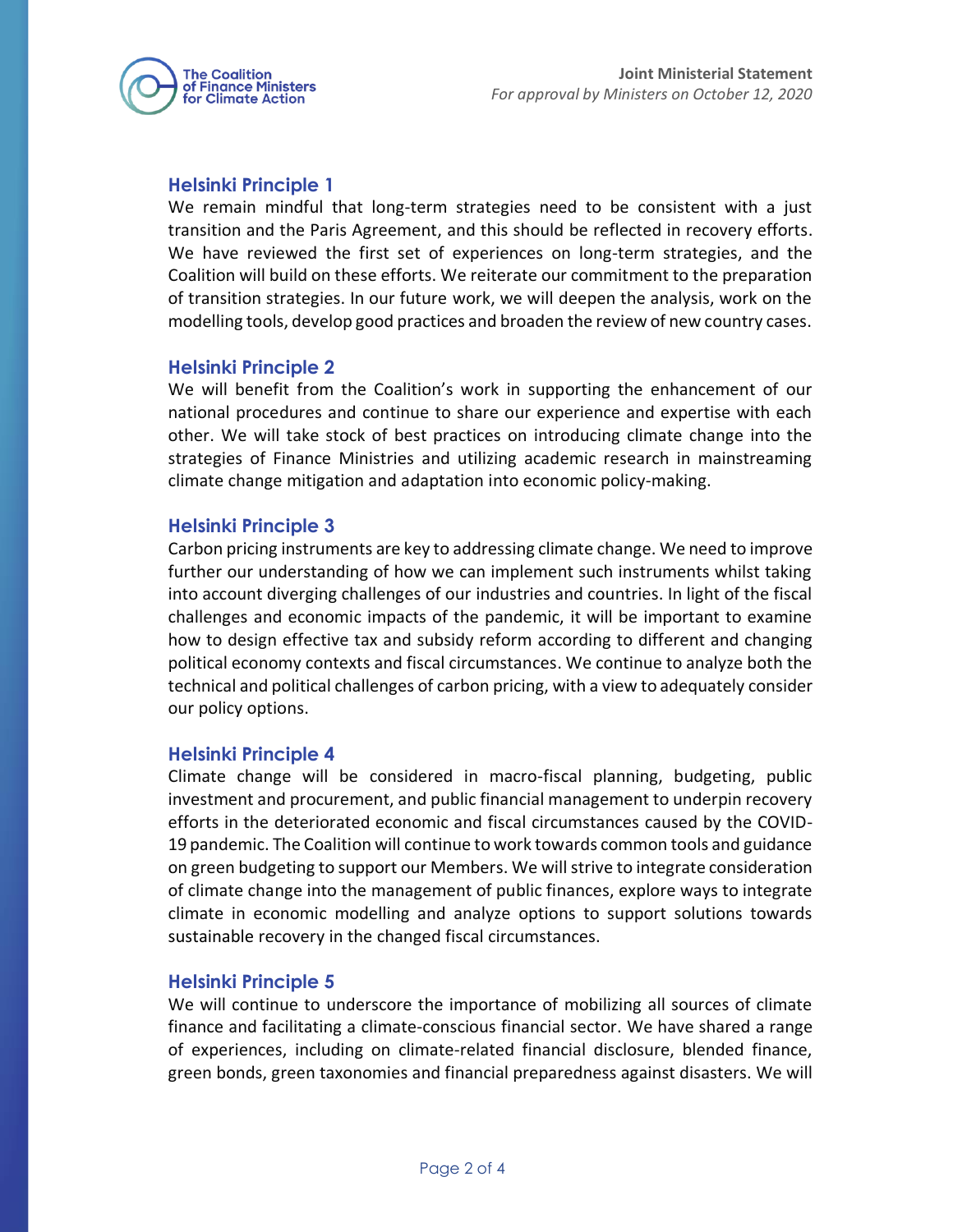## Helsinki Principle 1

We remain mindful that long-term strategies need to be consistent with a just transition and the Paris Agreement, and this should be reflected in recovery efforts. We have reviewed the first set of experiences on long-term strategies, and the Coalition will build on these efforts. We reiterate our commitment to the preparation of transition strategies. In our future work, we will deepen the analysis, work on the modelling tools, develop good practices and broaden the review of new country cases.

## Helsinki Principle 2

We will benefit from the Coalition's work in supporting the enhancement of our national procedures and continue to share our experience and expertise with each other. We will take stock of best practices on introducing climate change into the strategies of Finance Ministries and utilizing academic research in mainstreaming climate change mitigation and adaptation into economic policy-making.

## Helsinki Principle 3

Carbon pricing instruments are key to addressing climate change. We need to improve further our understanding of how we can implement such instruments whilst taking into account diverging challenges of our industries and countries. In light of the fiscal challenges and economic impacts of the pandemic, it will be important to examine how to design effective tax and subsidy reform according to different and changing political economy contexts and fiscal circumstances. We continue to analyze both the technical and political challenges of carbon pricing, with a view to adequately consider our policy options.

## Helsinki Principle 4

Climate change will be considered in macro-fiscal planning, budgeting, public investment and procurement, and public financial management to underpin recovery efforts in the deteriorated economic and fiscal circumstances caused by the COVID-19 pandemic. The Coalition will continue to work towards common tools and guidance on green budgeting to support our Members. We will strive to integrate consideration of climate change into the management of public finances, explore ways to integrate climate in economic modelling and analyze options to support solutions towards sustainable recovery in the changed fiscal circumstances.

## Helsinki Principle 5

We will continue to underscore the importance of mobilizing all sources of climate finance and facilitating a climate-conscious financial sector. We have shared a range of experiences, including on climate-related financial disclosure, blended finance, green bonds, green taxonomies and financial preparedness against disasters. We will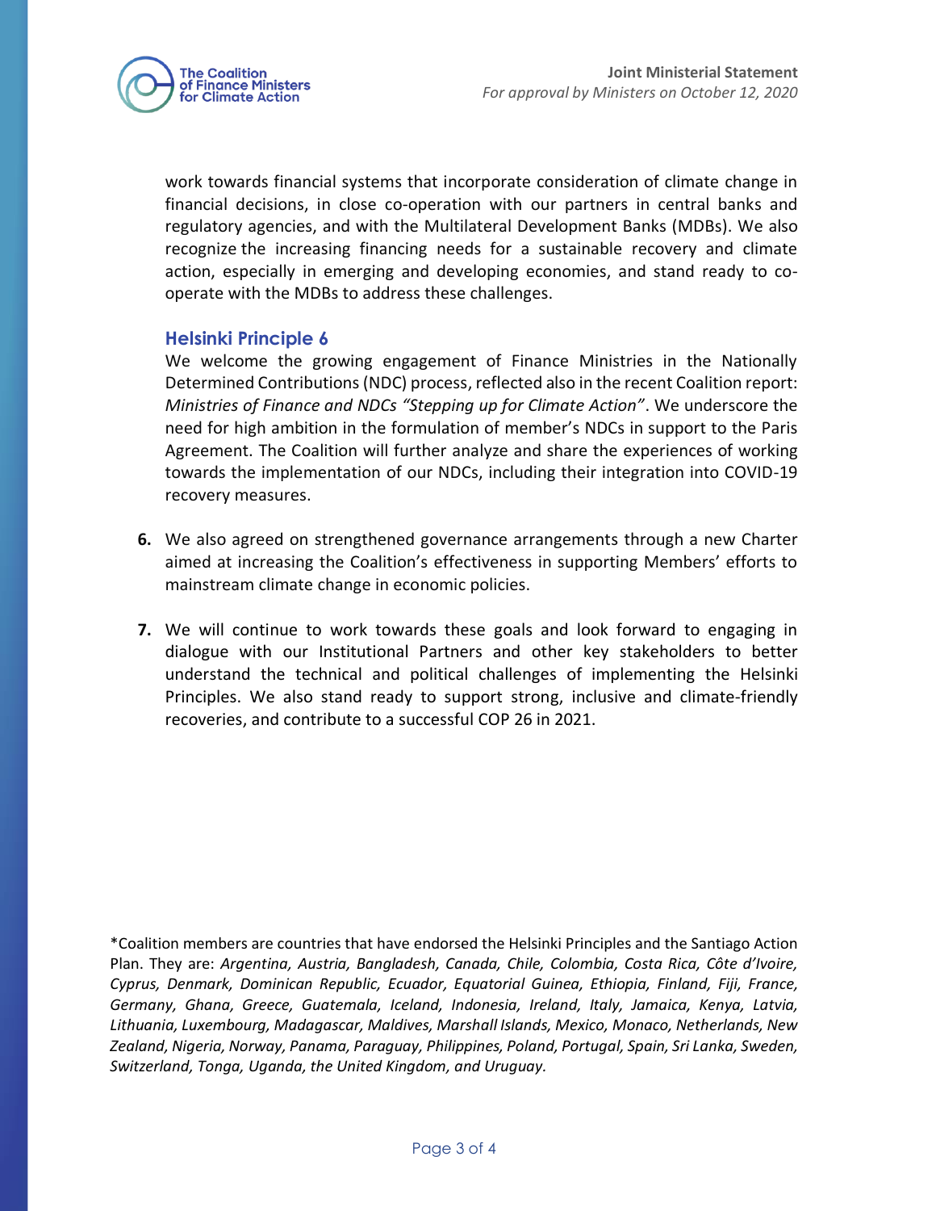work towards financial systems that incorporate consideration of climate change in financial decisions, in close co-operation with our partners in central banks and regulatory agencies, and with the Multilateral Development Banks (MDBs). We also recognize the increasing financing needs for a sustainable recovery and climate action, especially in emerging and developing economies, and stand ready to co-operate with the MDBs to address these challenges.

### Helsinki Principle 6

We welcome the growing engagement of Finance Ministries in the Nationally Determined Contributions (NDC) process, reflected also in the recent Coalition report: *Ministries of Finance and NDCs "Stepping up for Climate Action"*. We underscore the need for high ambition in the formulation of member's NDCs in support to the Paris Agreement. The Coalition will further analyze and share the experiences of working towards the implementation of our NDCs, including their integration into COVID-19 recovery measures.

6. We also agreed on strengthened governance arrangements through a new Charter aimed at increasing the Coalition's effectiveness in supporting Members' efforts to mainstream climate change in economic policies.

7. We will continue to work towards these goals and look forward to engaging in dialogue with our Institutional Partners and other key stakeholders to better understand the technical and political challenges of implementing the Helsinki Principles. We also stand ready to support strong, inclusive and climate-friendly recoveries, and contribute to a successful COP 26 in 2021.

*Coalition members are countries that have endorsed the Helsinki Principles and the Santiago Action Plan. They are: *Argentina, Austria, Bangladesh, Canada, Chile, Colombia, Costa Rica, Côte d'Ivoire, Cyprus, Denmark, Dominican Republic, Ecuador, Equatorial Guinea, Ethiopia, Finland, Fiji, France, Germany, Ghana, Greece, Guatemala, Iceland, Indonesia, Ireland, Italy, Jamaica, Kenya, Latvia, Lithuania, Luxembourg, Madagascar, Maldives, Marshall Islands, Mexico, Monaco, Netherlands, New Zealand, Nigeria, Norway, Panama, Paraguay, Philippines, Poland, Portugal, Spain, Sri Lanka, Sweden, Switzerland, Tonga, Uganda, the United Kingdom, and Uruguay.*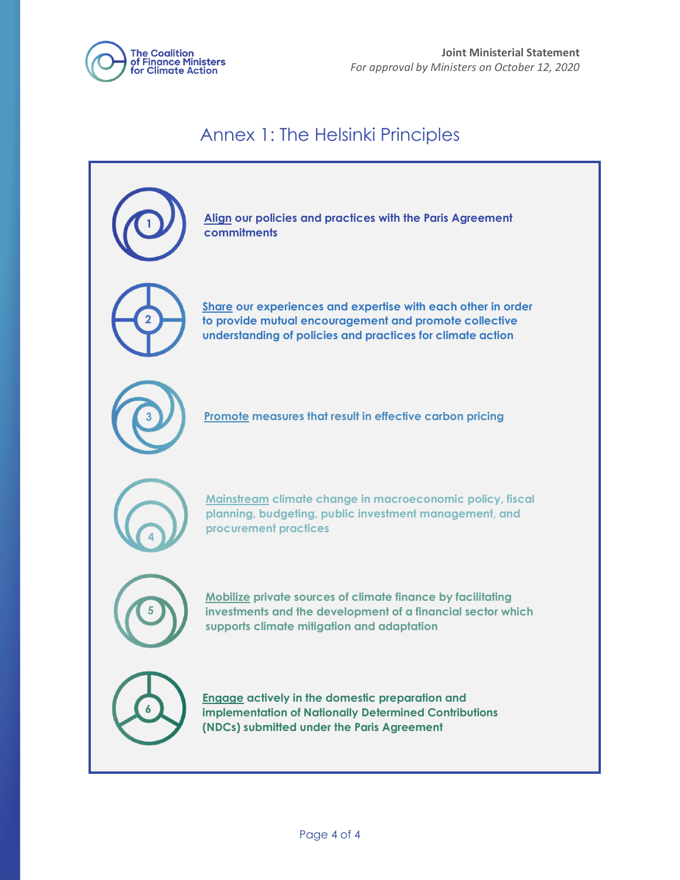# Annex 1: The Helsinki Principles

1. **Align our policies and practices with the Paris Agreement commitments**

2. **Share our experiences and expertise with each other in order to provide mutual encouragement and promote collective understanding of policies and practices for climate action**

3. **Promote measures that result in effective carbon pricing**

4. **Mainstream climate change in macroeconomic policy, fiscal planning, budgeting, public investment management, and procurement practices**

5. **Mobilize private sources of climate finance by facilitating investments and the development of a financial sector which supports climate mitigation and adaptation**

6. **Engage actively in the domestic preparation and implementation of Nationally Determined Contributions (NDCs) submitted under the Paris Agreement**